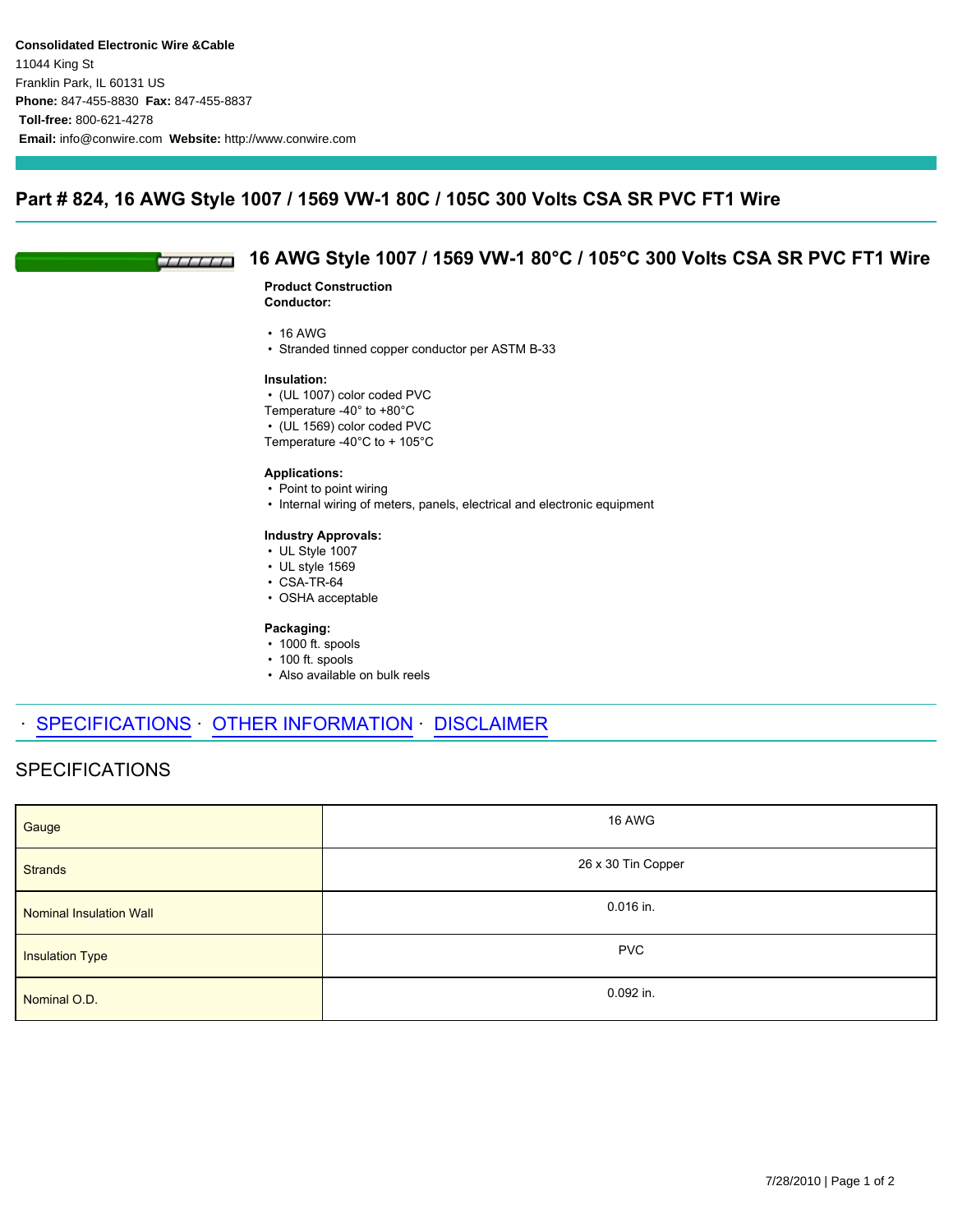**Consolidated Electronic Wire &Cable**
11044 King St
Franklin Park, IL 60131 US
**Phone:** 847-455-8830 **Fax:** 847-455-8837
**Toll-free:** 800-621-4278
**Email:** info@conwire.com **Website:** http://www.conwire.com

# Part # 824, 16 AWG Style 1007 / 1569 VW-1 80C / 105C 300 Volts CSA SR PVC FT1 Wire

## 16 AWG Style 1007 / 1569 VW-1 80°C / 105°C 300 Volts CSA SR PVC FT1 Wire

**Product Construction**
**Conductor:**

- 16 AWG
- Stranded tinned copper conductor per ASTM B-33

**Insulation:**
- (UL 1007) color coded PVC

Temperature -40° to +80°C
- (UL 1569) color coded PVC

Temperature -40°C to + 105°C

**Applications:**
- Point to point wiring
- Internal wiring of meters, panels, electrical and electronic equipment

**Industry Approvals:**
- UL Style 1007
- UL style 1569
- CSA-TR-64
- OSHA acceptable

**Packaging:**
- 1000 ft. spools
- 100 ft. spools
- Also available on bulk reels

· SPECIFICATIONS · OTHER INFORMATION · DISCLAIMER

## SPECIFICATIONS

| | |
|---|---|
| Gauge | 16 AWG |
| Strands | 26 x 30 Tin Copper |
| Nominal Insulation Wall | 0.016 in. |
| Insulation Type | PVC |
| Nominal O.D. | 0.092 in. |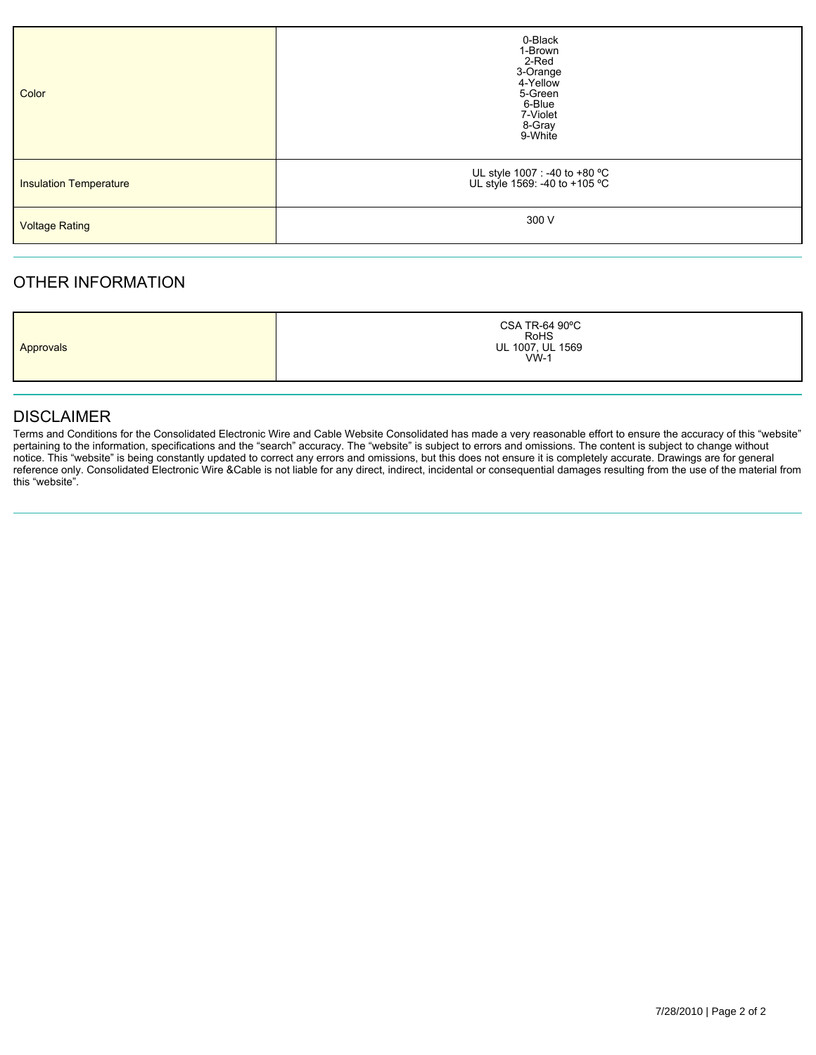| | |
|---|---|
| Color | 0-Black<br>1-Brown<br>2-Red<br>3-Orange<br>4-Yellow<br>5-Green<br>6-Blue<br>7-Violet<br>8-Gray<br>9-White |
| Insulation Temperature | UL style 1007 : -40 to +80 ºC<br>UL style 1569: -40 to +105 ºC |
| Voltage Rating | 300 V |

## OTHER INFORMATION

| | |
|---|---|
| Approvals | CSA TR-64 90ºC<br>RoHS<br>UL 1007, UL 1569<br>VW-1 |

## DISCLAIMER

Terms and Conditions for the Consolidated Electronic Wire and Cable Website Consolidated has made a very reasonable effort to ensure the accuracy of this "website" pertaining to the information, specifications and the "search" accuracy. The "website" is subject to errors and omissions. The content is subject to change without notice. This "website" is being constantly updated to correct any errors and omissions, but this does not ensure it is completely accurate. Drawings are for general reference only. Consolidated Electronic Wire &Cable is not liable for any direct, indirect, incidental or consequential damages resulting from the use of the material from this "website".